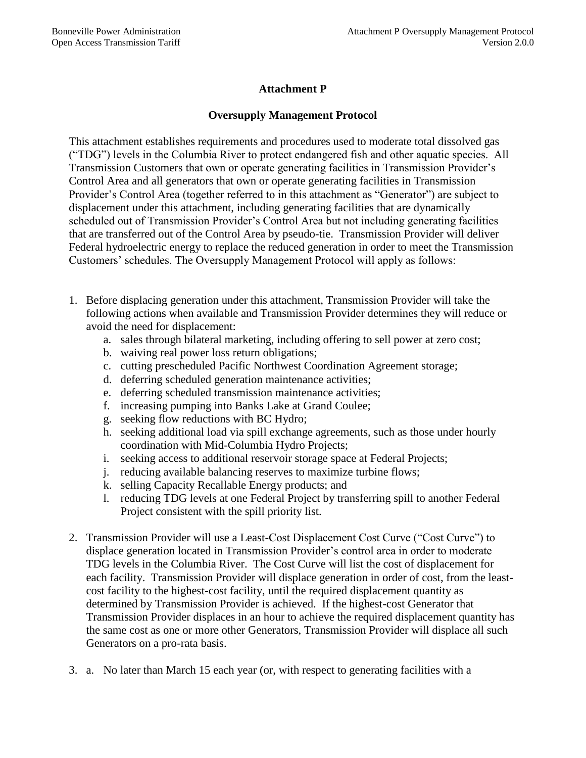# Attachment P

## Oversupply Management Protocol

This attachment establishes requirements and procedures used to moderate total dissolved gas ("TDG") levels in the Columbia River to protect endangered fish and other aquatic species. All Transmission Customers that own or operate generating facilities in Transmission Provider's Control Area and all generators that own or operate generating facilities in Transmission Provider's Control Area (together referred to in this attachment as "Generator") are subject to displacement under this attachment, including generating facilities that are dynamically scheduled out of Transmission Provider's Control Area but not including generating facilities that are transferred out of the Control Area by pseudo-tie. Transmission Provider will deliver Federal hydroelectric energy to replace the reduced generation in order to meet the Transmission Customers' schedules. The Oversupply Management Protocol will apply as follows:

1. Before displacing generation under this attachment, Transmission Provider will take the following actions when available and Transmission Provider determines they will reduce or avoid the need for displacement:
   a. sales through bilateral marketing, including offering to sell power at zero cost;
   b. waiving real power loss return obligations;
   c. cutting prescheduled Pacific Northwest Coordination Agreement storage;
   d. deferring scheduled generation maintenance activities;
   e. deferring scheduled transmission maintenance activities;
   f. increasing pumping into Banks Lake at Grand Coulee;
   g. seeking flow reductions with BC Hydro;
   h. seeking additional load via spill exchange agreements, such as those under hourly coordination with Mid-Columbia Hydro Projects;
   i. seeking access to additional reservoir storage space at Federal Projects;
   j. reducing available balancing reserves to maximize turbine flows;
   k. selling Capacity Recallable Energy products; and
   l. reducing TDG levels at one Federal Project by transferring spill to another Federal Project consistent with the spill priority list.

2. Transmission Provider will use a Least-Cost Displacement Cost Curve ("Cost Curve") to displace generation located in Transmission Provider's control area in order to moderate TDG levels in the Columbia River. The Cost Curve will list the cost of displacement for each facility. Transmission Provider will displace generation in order of cost, from the least-cost facility to the highest-cost facility, until the required displacement quantity as determined by Transmission Provider is achieved. If the highest-cost Generator that Transmission Provider displaces in an hour to achieve the required displacement quantity has the same cost as one or more other Generators, Transmission Provider will displace all such Generators on a pro-rata basis.

3. a. No later than March 15 each year (or, with respect to generating facilities with a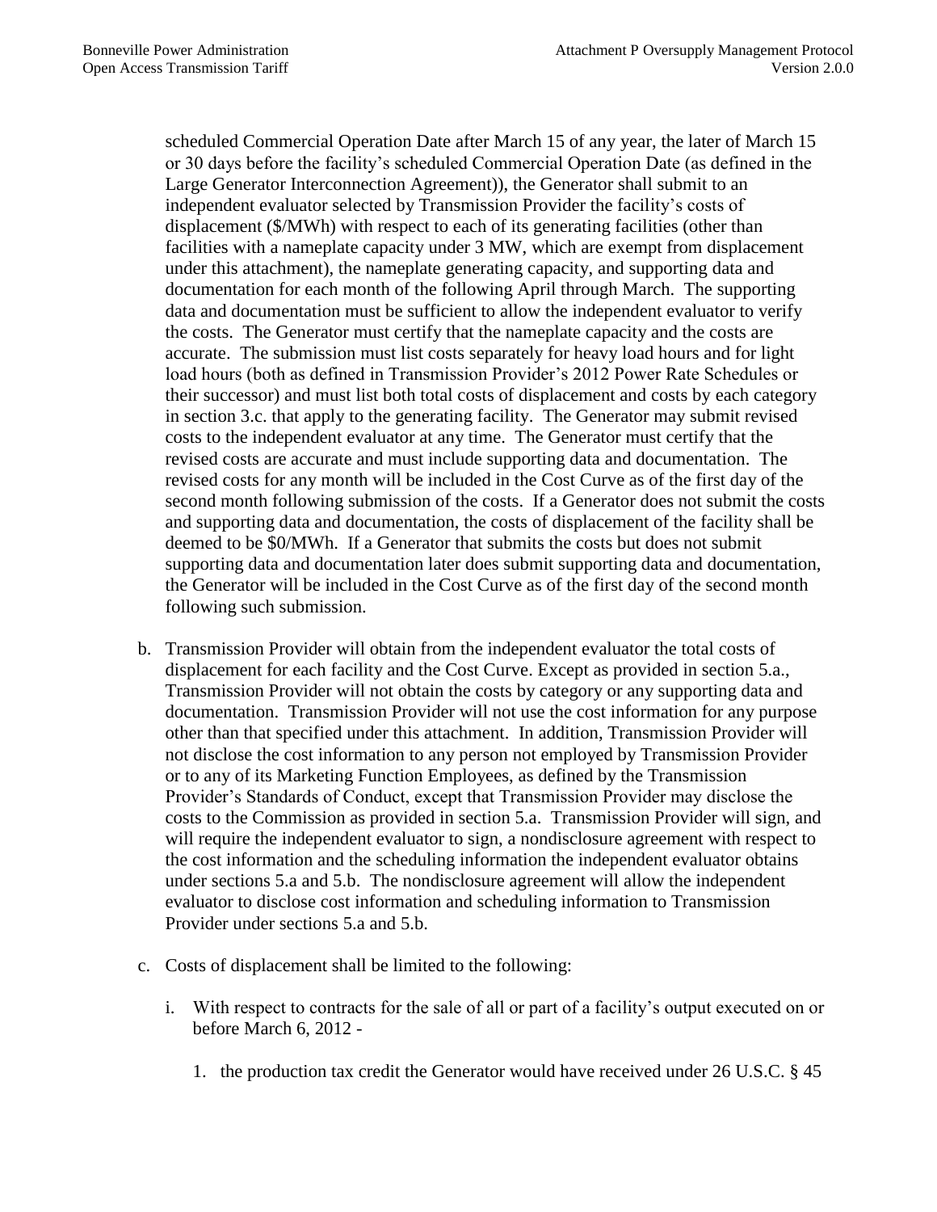scheduled Commercial Operation Date after March 15 of any year, the later of March 15 or 30 days before the facility's scheduled Commercial Operation Date (as defined in the Large Generator Interconnection Agreement)), the Generator shall submit to an independent evaluator selected by Transmission Provider the facility's costs of displacement ($/MWh) with respect to each of its generating facilities (other than facilities with a nameplate capacity under 3 MW, which are exempt from displacement under this attachment), the nameplate generating capacity, and supporting data and documentation for each month of the following April through March. The supporting data and documentation must be sufficient to allow the independent evaluator to verify the costs. The Generator must certify that the nameplate capacity and the costs are accurate. The submission must list costs separately for heavy load hours and for light load hours (both as defined in Transmission Provider's 2012 Power Rate Schedules or their successor) and must list both total costs of displacement and costs by each category in section 3.c. that apply to the generating facility. The Generator may submit revised costs to the independent evaluator at any time. The Generator must certify that the revised costs are accurate and must include supporting data and documentation. The revised costs for any month will be included in the Cost Curve as of the first day of the second month following submission of the costs. If a Generator does not submit the costs and supporting data and documentation, the costs of displacement of the facility shall be deemed to be $0/MWh. If a Generator that submits the costs but does not submit supporting data and documentation later does submit supporting data and documentation, the Generator will be included in the Cost Curve as of the first day of the second month following such submission.

b. Transmission Provider will obtain from the independent evaluator the total costs of displacement for each facility and the Cost Curve. Except as provided in section 5.a., Transmission Provider will not obtain the costs by category or any supporting data and documentation. Transmission Provider will not use the cost information for any purpose other than that specified under this attachment. In addition, Transmission Provider will not disclose the cost information to any person not employed by Transmission Provider or to any of its Marketing Function Employees, as defined by the Transmission Provider's Standards of Conduct, except that Transmission Provider may disclose the costs to the Commission as provided in section 5.a. Transmission Provider will sign, and will require the independent evaluator to sign, a nondisclosure agreement with respect to the cost information and the scheduling information the independent evaluator obtains under sections 5.a and 5.b. The nondisclosure agreement will allow the independent evaluator to disclose cost information and scheduling information to Transmission Provider under sections 5.a and 5.b.

c. Costs of displacement shall be limited to the following:

   i. With respect to contracts for the sale of all or part of a facility's output executed on or before March 6, 2012 -

      1. the production tax credit the Generator would have received under 26 U.S.C. § 45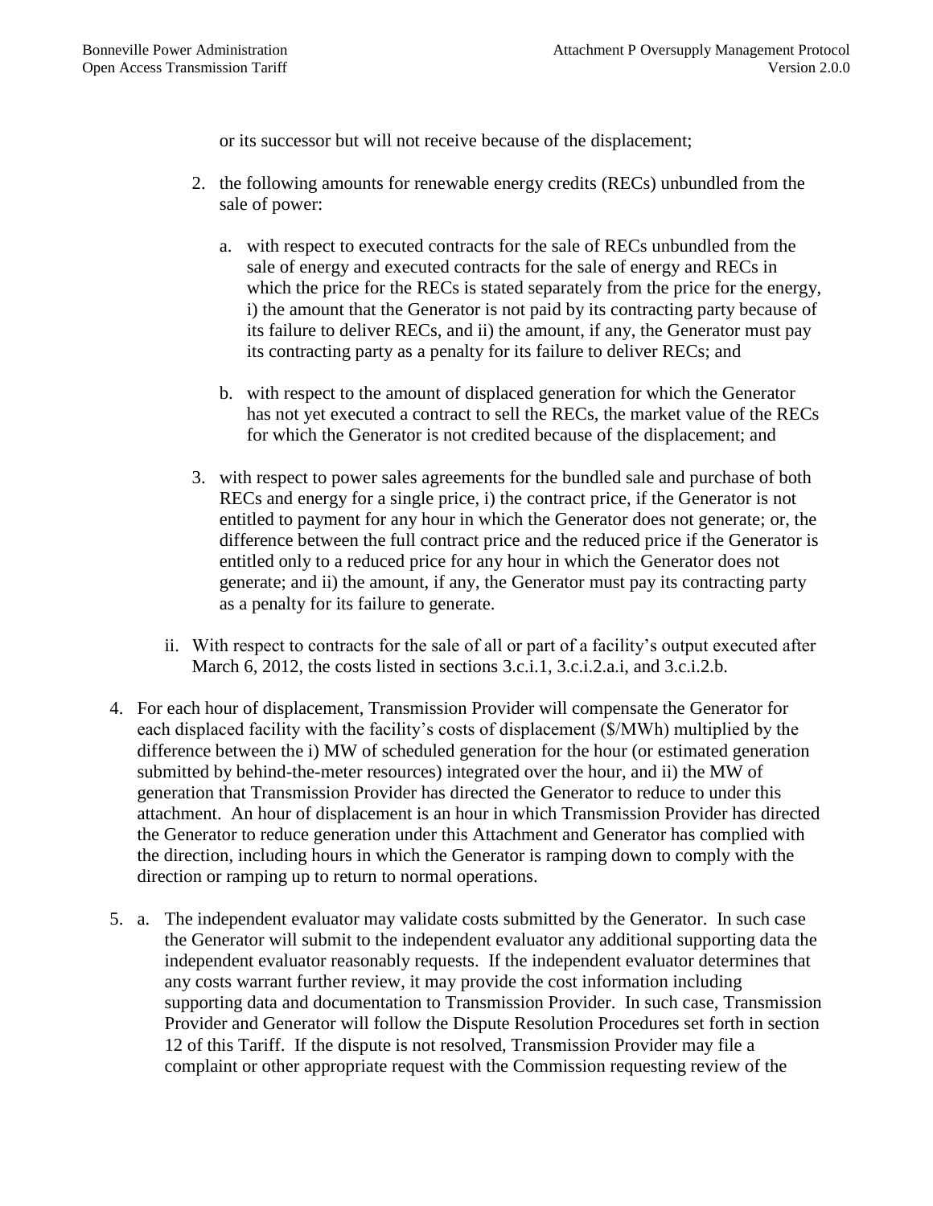or its successor but will not receive because of the displacement;

2. the following amounts for renewable energy credits (RECs) unbundled from the sale of power:

    a. with respect to executed contracts for the sale of RECs unbundled from the sale of energy and executed contracts for the sale of energy and RECs in which the price for the RECs is stated separately from the price for the energy, i) the amount that the Generator is not paid by its contracting party because of its failure to deliver RECs, and ii) the amount, if any, the Generator must pay its contracting party as a penalty for its failure to deliver RECs; and

    b. with respect to the amount of displaced generation for which the Generator has not yet executed a contract to sell the RECs, the market value of the RECs for which the Generator is not credited because of the displacement; and

3. with respect to power sales agreements for the bundled sale and purchase of both RECs and energy for a single price, i) the contract price, if the Generator is not entitled to payment for any hour in which the Generator does not generate; or, the difference between the full contract price and the reduced price if the Generator is entitled only to a reduced price for any hour in which the Generator does not generate; and ii) the amount, if any, the Generator must pay its contracting party as a penalty for its failure to generate.

ii. With respect to contracts for the sale of all or part of a facility's output executed after March 6, 2012, the costs listed in sections 3.c.i.1, 3.c.i.2.a.i, and 3.c.i.2.b.

4. For each hour of displacement, Transmission Provider will compensate the Generator for each displaced facility with the facility's costs of displacement ($/MWh) multiplied by the difference between the i) MW of scheduled generation for the hour (or estimated generation submitted by behind-the-meter resources) integrated over the hour, and ii) the MW of generation that Transmission Provider has directed the Generator to reduce to under this attachment. An hour of displacement is an hour in which Transmission Provider has directed the Generator to reduce generation under this Attachment and Generator has complied with the direction, including hours in which the Generator is ramping down to comply with the direction or ramping up to return to normal operations.

5. a. The independent evaluator may validate costs submitted by the Generator. In such case the Generator will submit to the independent evaluator any additional supporting data the independent evaluator reasonably requests. If the independent evaluator determines that any costs warrant further review, it may provide the cost information including supporting data and documentation to Transmission Provider. In such case, Transmission Provider and Generator will follow the Dispute Resolution Procedures set forth in section 12 of this Tariff. If the dispute is not resolved, Transmission Provider may file a complaint or other appropriate request with the Commission requesting review of the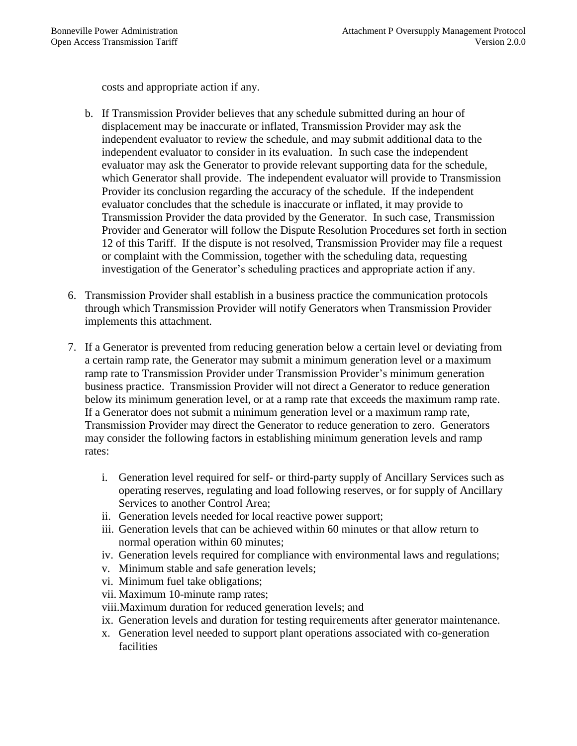costs and appropriate action if any.

b. If Transmission Provider believes that any schedule submitted during an hour of displacement may be inaccurate or inflated, Transmission Provider may ask the independent evaluator to review the schedule, and may submit additional data to the independent evaluator to consider in its evaluation. In such case the independent evaluator may ask the Generator to provide relevant supporting data for the schedule, which Generator shall provide. The independent evaluator will provide to Transmission Provider its conclusion regarding the accuracy of the schedule. If the independent evaluator concludes that the schedule is inaccurate or inflated, it may provide to Transmission Provider the data provided by the Generator. In such case, Transmission Provider and Generator will follow the Dispute Resolution Procedures set forth in section 12 of this Tariff. If the dispute is not resolved, Transmission Provider may file a request or complaint with the Commission, together with the scheduling data, requesting investigation of the Generator's scheduling practices and appropriate action if any.

6. Transmission Provider shall establish in a business practice the communication protocols through which Transmission Provider will notify Generators when Transmission Provider implements this attachment.

7. If a Generator is prevented from reducing generation below a certain level or deviating from a certain ramp rate, the Generator may submit a minimum generation level or a maximum ramp rate to Transmission Provider under Transmission Provider's minimum generation business practice. Transmission Provider will not direct a Generator to reduce generation below its minimum generation level, or at a ramp rate that exceeds the maximum ramp rate. If a Generator does not submit a minimum generation level or a maximum ramp rate, Transmission Provider may direct the Generator to reduce generation to zero. Generators may consider the following factors in establishing minimum generation levels and ramp rates:

   i. Generation level required for self- or third-party supply of Ancillary Services such as operating reserves, regulating and load following reserves, or for supply of Ancillary Services to another Control Area;
   ii. Generation levels needed for local reactive power support;
   iii. Generation levels that can be achieved within 60 minutes or that allow return to normal operation within 60 minutes;
   iv. Generation levels required for compliance with environmental laws and regulations;
   v. Minimum stable and safe generation levels;
   vi. Minimum fuel take obligations;
   vii. Maximum 10-minute ramp rates;
   viii. Maximum duration for reduced generation levels; and
   ix. Generation levels and duration for testing requirements after generator maintenance.
   x. Generation level needed to support plant operations associated with co-generation facilities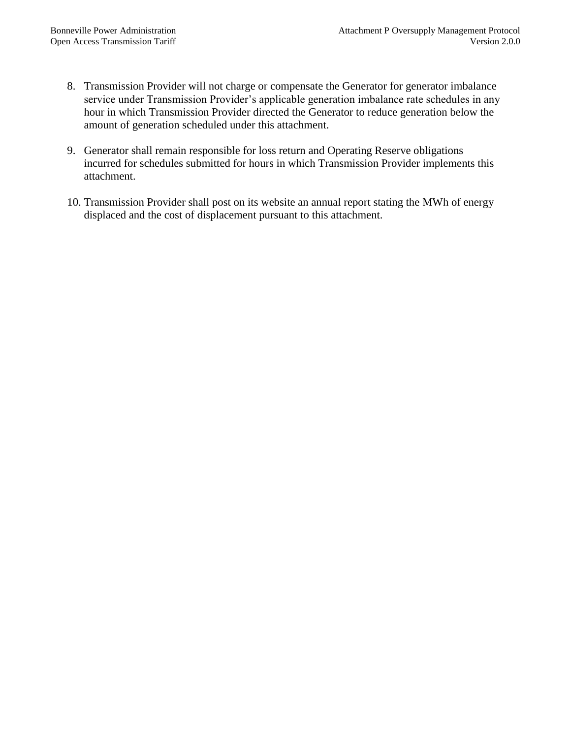8. Transmission Provider will not charge or compensate the Generator for generator imbalance service under Transmission Provider's applicable generation imbalance rate schedules in any hour in which Transmission Provider directed the Generator to reduce generation below the amount of generation scheduled under this attachment.

9. Generator shall remain responsible for loss return and Operating Reserve obligations incurred for schedules submitted for hours in which Transmission Provider implements this attachment.

10. Transmission Provider shall post on its website an annual report stating the MWh of energy displaced and the cost of displacement pursuant to this attachment.